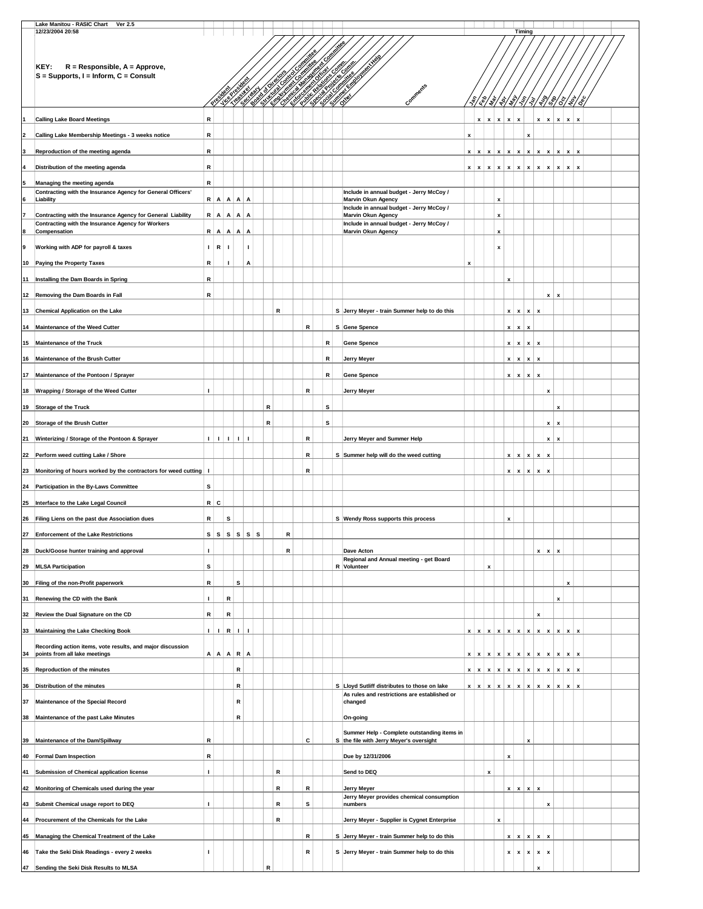**Lake Manitou - RASIC Chart Ver 2.5**

**12/23/2004 20:58**

**KEY: R = Responsible, A = Approve, S = Supports, I = Inform, C = Consult**

| # | Task | President | Vice President | Treasurer | Secretary | Board of Directors | Structural Control Committee | Employment Control Committee | Chemical Management Committee | Enforcement Officer | Public Relations Comm. | Special Projects Comm. | Social Committee | Summer Employment Help | Other | Comments | Jan | Feb | Mar | Apr | May | Jun | Jul | Aug | Sep | Oct | Nov | Dec |
|---|---|---|---|---|---|---|---|---|---|---|---|---|---|---|---|---|---|---|---|---|---|---|---|---|---|---|---|---|
| 1 | Calling Lake Board Meetings | R | | | | | | | | | | | | | | | | x | x | x | x | x | | x | x | x | x | x |
| 2 | Calling Lake Membership Meetings - 3 weeks notice | R | | | | | | | | | | | | | | | x | | | | | | x | | | | | |
| 3 | Reproduction of the meeting agenda | R | | | | | | | | | | | | | | | x | x | x | x | x | x | x | x | x | x | x | x |
| 4 | Distribution of the meeting agenda | R | | | | | | | | | | | | | | | x | x | x | x | x | x | x | x | x | x | x | x |
| 5 | Managing the meeting agenda | R | | | | | | | | | | | | | | | | | | | | | | | | | | |
| 6 | Contracting with the Insurance Agency for General Officers' Liability | R | A | A | A | A | | | | | | | | | | Include in annual budget - Jerry McCoy / Marvin Okun Agency | | | | x | | | | | | | | |
| 7 | Contracting with the Insurance Agency for General Liability | R | A | A | A | A | | | | | | | | | | Include in annual budget - Jerry McCoy / Marvin Okun Agency | | | | x | | | | | | | | |
| 8 | Contracting with the Insurance Agency for Workers Compensation | R | A | A | A | A | | | | | | | | | | Include in annual budget - Jerry McCoy / Marvin Okun Agency | | | | x | | | | | | | | |
| 9 | Working with ADP for payroll & taxes | I | R | I | | I | | | | | | | | | | | | | | x | | | | | | | | |
| 10 | Paying the Property Taxes | R | | I | | A | | | | | | | | | | | x | | | | | | | | | | | |
| 11 | Installing the Dam Boards in Spring | R | | | | | | | | | | | | | | | | | | | x | | | | | | | |
| 12 | Removing the Dam Boards in Fall | R | | | | | | | | | | | | | | | | | | | | | | | x | x | | |
| 13 | Chemical Application on the Lake | | | | | | | | R | | | | | | S | Jerry Meyer - train Summer help to do this | | | | | x | x | x | x | | | | |
| 14 | Maintenance of the Weed Cutter | | | | | | | | | | | R | | | S | Gene Spence | | | | | x | x | x | | | | | |
| 15 | Maintenance of the Truck | | | | | | | | | | | | | R | | Gene Spence | | | | | x | x | x | x | | | | |
| 16 | Maintenance of the Brush Cutter | | | | | | | | | | | | | R | | Jerry Meyer | | | | | x | x | x | x | | | | |
| 17 | Maintenance of the Pontoon / Sprayer | | | | | | | | | | | | | R | | Gene Spence | | | | | x | x | x | x | | | | |
| 18 | Wrapping / Storage of the Weed Cutter | I | | | | | | | | | | R | | | | Jerry Meyer | | | | | | | | | x | | | |
| 19 | Storage of the Truck | | | | | | | R | | | | | | S | | | | | | | | | | | | x | | |
| 20 | Storage of the Brush Cutter | | | | | | | R | | | | | | S | | | | | | | | | | | x | x | | |
| 21 | Winterizing / Storage of the Pontoon & Sprayer | I | I | I | I | I | | | | | | R | | | | Jerry Meyer and Summer Help | | | | | | | | | x | x | | |
| 22 | Perform weed cutting Lake / Shore | | | | | | | | | | | R | | | S | Summer help will do the weed cutting | | | | | x | x | x | x | x | | | |
| 23 | Monitoring of hours worked by the contractors for weed cutting | I | | | | | | | | | | R | | | | | | | | | x | x | x | x | x | | | |
| 24 | Participation in the By-Laws Committee | S | | | | | | | | | | | | | | | | | | | | | | | | | | |
| 25 | Interface to the Lake Legal Council | R | C | | | | | | | | | | | | | | | | | | | | | | | | | |
| 26 | Filing Liens on the past due Association dues | R | | S | | | | | | | | | | | S | Wendy Ross supports this process | | | | | x | | | | | | | |
| 27 | Enforcement of the Lake Restrictions | S | S | S | S | S | S | | | R | | | | | | | | | | | | | | | | | | |
| 28 | Duck/Goose hunter training and approval | I | | | | | | | | R | | | | | | Dave Acton | | | | | | | | x | x | x | | |
| 29 | MLSA Participation | S | | | | | | | | | | | | | R | Regional and Annual meeting - get Board Volunteer | | | x | | | | | | | | | |
| 30 | Filing of the non-Profit paperwork | R | | | S | | | | | | | | | | | | | | | | | | | | | | x | |
| 31 | Renewing the CD with the Bank | I | | R | | | | | | | | | | | | | | | | | | | | | | x | | |
| 32 | Review the Dual Signature on the CD | R | | R | | | | | | | | | | | | | | | | | | | | x | | | | |
| 33 | Maintaining the Lake Checking Book | I | I | R | I | I | | | | | | | | | | | x | x | x | x | x | x | x | x | x | x | x | x |
| 34 | Recording action items, vote results, and major discussion points from all lake meetings | A | A | A | R | A | | | | | | | | | | | x | x | x | x | x | x | x | x | x | x | x | x |
| 35 | Reproduction of the minutes | | | | R | | | | | | | | | | | | x | x | x | x | x | x | x | x | x | x | x | x |
| 36 | Distribution of the minutes | | | | R | | | | | | | | | | S | Lloyd Sutliff distributes to those on lake | x | x | x | x | x | x | x | x | x | x | x | x |
| 37 | Maintenance of the Special Record | | | | R | | | | | | | | | | | As rules and restrictions are established or changed | | | | | | | | | | | | |
| 38 | Maintenance of the past Lake Minutes | | | | R | | | | | | | | | | | On-going | | | | | | | | | | | | |
| 39 | Maintenance of the Dam/Spillway | R | | | | | | | | | | C | | | S | Summer Help - Complete outstanding items in the file with Jerry Meyer's oversight | | | | | | | x | | | | | |
| 40 | Formal Dam Inspection | R | | | | | | | | | | | | | | Due by 12/31/2006 | | | | | x | | | | | | | |
| 41 | Submission of Chemical application license | I | | | | | | | R | | | | | | | Send to DEQ | | | x | | | | | | | | | |
| 42 | Monitoring of Chemicals used during the year | | | | | | | | R | | | R | | | | Jerry Meyer | | | | | x | x | x | x | | | | |
| 43 | Submit Chemical usage report to DEQ | I | | | | | | | R | | | S | | | | Jerry Meyer provides chemical consumption numbers | | | | | | | | | x | | | |
| 44 | Procurement of the Chemicals for the Lake | | | | | | | | R | | | | | | | Jerry Meyer - Supplier is Cygnet Enterprise | | | | x | | | | | | | | |
| 45 | Managing the Chemical Treatment of the Lake | | | | | | | | | | | R | | | S | Jerry Meyer - train Summer help to do this | | | | | x | x | x | x | x | | | |
| 46 | Take the Seki Disk Readings - every 2 weeks | I | | | | | | | | | | R | | | S | Jerry Meyer - train Summer help to do this | | | | | x | x | x | x | x | | | |
| 47 | Sending the Seki Disk Results to MLSA | | | | | | | R | | | | | | | | | | | | | | | | x | | | | |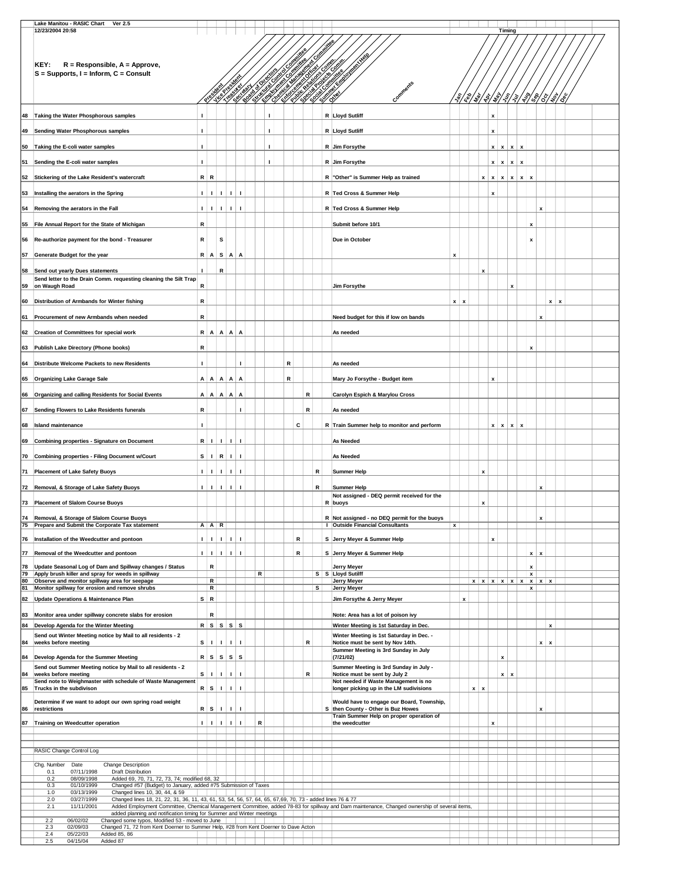**Lake Manitou - RASIC Chart Ver 2.5**

12/23/2004 20:58

**KEY: R = Responsible, A = Approve, S = Supports, I = Inform, C = Consult**

| # | Task | President | Vice President | Treasurer | Secretary | Board of Directors | Structural Control Committee | Employment Committee | Chemical Management Committee | Enforcement Officer | Public Relations Comm. | Special Projects Comm. | Social Committee | Summer Employment Help | Other | Comments | Jan | Feb | Mar | Apr | May | Jun | Jul | Aug | Sep | Oct | Nov | Dec |
|---|---|---|---|---|---|---|---|---|---|---|---|---|---|---|---|---|---|---|---|---|---|---|---|---|---|---|---|---|
| 48 | Taking the Water Phosphorous samples | I | | | | | | | I | | | | | | R | Lloyd Sutliff | | | | | x | | | | | | | |
| 49 | Sending Water Phosphorous samples | I | | | | | | | I | | | | | | R | Lloyd Sutliff | | | | | x | | | | | | | |
| 50 | Taking the E-coli water samples | I | | | | | | | I | | | | | | R | Jim Forsythe | | | | | x | x | x | x | | | | |
| 51 | Sending the E-coli water samples | I | | | | | | | I | | | | | | R | Jim Forsythe | | | | | x | x | x | x | | | | |
| 52 | Stickering of the Lake Resident's watercraft | R | R | | | | | | | | | | | | R | "Other" is Summer Help as trained | | | | x | x | x | x | x | x | | | |
| 53 | Installing the aerators in the Spring | I | I | I | I | I | | | | | | | | | R | Ted Cross & Summer Help | | | | | x | | | | | | | |
| 54 | Removing the aerators in the Fall | I | I | I | I | I | | | | | | | | | R | Ted Cross & Summer Help | | | | | | | | | | x | | |
| 55 | File Annual Report for the State of Michigan | R | | | | | | | | | | | | | | Submit before 10/1 | | | | | | | | | x | | | |
| 56 | Re-authorize payment for the bond - Treasurer | R | | S | | | | | | | | | | | | Due in October | | | | | | | | | x | | | |
| 57 | Generate Budget for the year | R | A | S | A | A | | | | | | | | | | | x | | | | | | | | | | | |
| 58 | Send out yearly Dues statements | I | | R | | | | | | | | | | | | | | | | x | | | | | | | | |
| 59 | Send letter to the Drain Comm. requesting cleaning the Silt Trap on Waugh Road | R | | | | | | | | | | | | | | Jim Forsythe | | | | | | | x | | | | | |
| 60 | Distribution of Armbands for Winter fishing | R | | | | | | | | | | | | | | | x | x | | | | | | | | | x | x |
| 61 | Procurement of new Armbands when needed | R | | | | | | | | | | | | | | Need budget for this if low on bands | | | | | | | | | | x | | |
| 62 | Creation of Committees for special work | R | A | A | A | A | | | | | | | | | | As needed | | | | | | | | | | | | |
| 63 | Publish Lake Directory (Phone books) | R | | | | | | | | | | | | | | | | | | | | | | | x | | | |
| 64 | Distribute Welcome Packets to new Residents | I | | | | I | | | | | R | | | | | As needed | | | | | | | | | | | | |
| 65 | Organizing Lake Garage Sale | A | A | A | A | A | | | | | R | | | | | Mary Jo Forsythe - Budget item | | | | | x | | | | | | | |
| 66 | Organizing and calling Residents for Social Events | A | A | A | A | A | | | | | | | R | | | Carolyn Espich & Marylou Cross | | | | | | | | | | | | |
| 67 | Sending Flowers to Lake Residents funerals | R | | | | I | | | | | | | R | | | As needed | | | | | | | | | | | | |
| 68 | Island maintenance | I | | | | | | | | | C | | | | R | Train Summer help to monitor and perform | | | | | x | x | x | x | | | | |
| 69 | Combining properties - Signature on Document | R | I | I | I | I | | | | | | | | | | As Needed | | | | | | | | | | | | |
| 70 | Combining properties - Filing Document w/Court | S | I | R | I | I | | | | | | | | | | As Needed | | | | | | | | | | | | |
| 71 | Placement of Lake Safety Buoys | I | I | I | I | I | | | | | | | | R | | Summer Help | | | | x | | | | | | | | |
| 72 | Removal, & Storage of Lake Safety Buoys | I | I | I | I | I | | | | | | | | R | | Summer Help | | | | | | | | | | x | | |
| 73 | Placement of Slalom Course Buoys | | | | | | | | | | | | | | R | Not assigned - DEQ permit received for the buoys | | | | x | | | | | | | | |
| 74 | Removal, & Storage of Slalom Course Buoys | | | | | | | | | | | | | | R | Not assigned - no DEQ permit for the buoys | | | | | | | | | | x | | |
| 75 | Prepare and Submit the Corporate Tax statement | A | A | R | | | | | | | | | | | I | Outside Financial Consultants | x | | | | | | | | | | | |
| 76 | Installation of the Weedcutter and pontoon | I | I | I | I | I | | | | | | R | | | S | Jerry Meyer & Summer Help | | | | | x | | | | | | | |
| 77 | Removal of the Weedcutter and pontoon | I | I | I | I | I | | | | | | R | | | S | Jerry Meyer & Summer Help | | | | | | | | | x | x | | |
| 78 | Update Seasonal Log of Dam and Spillway changes / Status | | R | | | | | | | | | | | | | Jerry Meyer | | | | | | | | | x | | | |
| 79 | Apply brush killer and spray for weeds in spillway | | | | | | | R | | | | | | S | S | Lloyd Sutliff | | | | | | | | | x | | | |
| 80 | Observe and monitor spillway area for seepage | | R | | | | | | | | | | | | | Jerry Meyer | | | x | x | x | x | x | x | x | x | x | |
| 81 | Monitor spillway for erosion and remove shrubs | | R | | | | | | | | | | | S | | Jerry Meyer | | | | | | | | | x | | | |
| 82 | Update Operations & Maintenance Plan | S | R | | | | | | | | | | | | | Jim Forsythe & Jerry Meyer | | x | | | | | | | | | | |
| 83 | Monitor area under spillway concrete slabs for erosion | | R | | | | | | | | | | | | | Note: Area has a lot of poison ivy | | | | | | | | | | | | |
| 84 | Develop Agenda for the Winter Meeting | R | S | S | S | S | | | | | | | | | | Winter Meeting is 1st Saturday in Dec. | | | | | | | | | | | x | |
| 84 | Send out Winter Meeting notice by Mail to all residents - 2 weeks before meeting | S | I | I | I | I | | | | | | | R | | | Winter Meeting is 1st Saturday in Dec. - Notice must be sent by Nov 14th. | | | | | | | | | | x | x | |
| 84 | Develop Agenda for the Summer Meeting | R | S | S | S | S | | | | | | | | | | Summer Meeting is 3rd Sunday in July (7/21/02) | | | | | | x | | | | | | |
| 84 | Send out Summer Meeting notice by Mail to all residents - 2 weeks before meeting | S | I | I | I | I | | | | | | | R | | | Summer Meeting is 3rd Sunday in July - Notice must be sent by July 2 | | | | | | x | x | | | | | |
| 85 | Send note to Weighmaster with schedule of Waste Management Trucks in the subdivison | R | S | I | I | I | | | | | | | | | | Not needed if Waste Management is no longer picking up in the LM sudivisions | | | x | x | | | | | | | | |
| 86 | Determine if we want to adopt our own spring road weight restrictions | R | S | I | I | I | | | | | | | | | S | Would have to engage our Board, Township, then County - Other is Buz Howes | | | | | | | | | | x | | |
| 87 | Training on Weedcutter operation | I | I | I | I | I | | R | | | | | | | | Train Summer Help on proper operation of the weedcutter | | | | | x | | | | | | | |

RASIC Change Control Log

| Chg. Number | Date | Change Description |
|---|---|---|
| 0.1 | 07/11/1998 | Draft Distribution |
| 0.2 | 08/09/1998 | Added 69, 70, 71, 72, 73, 74; modified 68, 32 |
| 0.3 | 01/10/1999 | Changed #57 (Budget) to January, added #75 Submission of Taxes |
| 1.0 | 03/13/1999 | Changed lines 10, 30, 44, & 59 |
| 2.0 | 03/27/1999 | Changed lines 18, 21, 22, 31, 36, 11, 43, 61, 53, 54, 56, 57, 64, 65, 67,69, 70, 73 - added lines 76 & 77 |
| 2.1 | 11/11/2001 | Added Employment Committee, Chemical Management Committee, added 78-83 for spillway and Dam maintenance, Changed ownership of several items, added planning and notification timing for Summer and Winter meetings |
| 2.2 | 06/02/02 | Changed some typos, Modified 53 - moved to June |
| 2.3 | 02/09/03 | Changed 71, 72 from Kent Doerner to Summer Help, #28 from Kent Doerner to Dave Acton |
| 2.4 | 05/22/03 | Added 85, 86 |
| 2.5 | 04/15/04 | Added 87 |